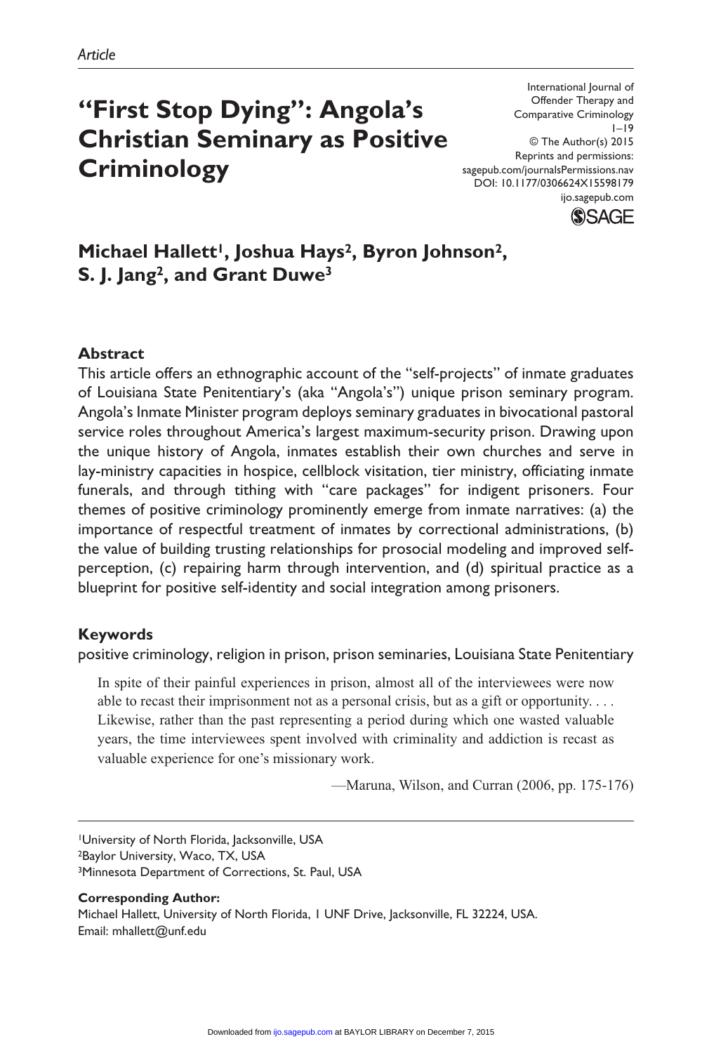*Article*

# "First Stop Dying": Angola's Christian Seminary as Positive Criminology

International Journal of Offender Therapy and Comparative Criminology
1–19
© The Author(s) 2015
Reprints and permissions:
sagepub.com/journalsPermissions.nav
DOI: 10.1177/0306624X15598179
ijo.sagepub.com

**Michael Hallett[1], Joshua Hays[2], Byron Johnson[2], S. J. Jang[2], and Grant Duwe[3]**

## Abstract

This article offers an ethnographic account of the "self-projects" of inmate graduates of Louisiana State Penitentiary's (aka "Angola's") unique prison seminary program. Angola's Inmate Minister program deploys seminary graduates in bivocational pastoral service roles throughout America's largest maximum-security prison. Drawing upon the unique history of Angola, inmates establish their own churches and serve in lay-ministry capacities in hospice, cellblock visitation, tier ministry, officiating inmate funerals, and through tithing with "care packages" for indigent prisoners. Four themes of positive criminology prominently emerge from inmate narratives: (a) the importance of respectful treatment of inmates by correctional administrations, (b) the value of building trusting relationships for prosocial modeling and improved self-perception, (c) repairing harm through intervention, and (d) spiritual practice as a blueprint for positive self-identity and social integration among prisoners.

## Keywords

positive criminology, religion in prison, prison seminaries, Louisiana State Penitentiary

> In spite of their painful experiences in prison, almost all of the interviewees were now able to recast their imprisonment not as a personal crisis, but as a gift or opportunity. . . . Likewise, rather than the past representing a period during which one wasted valuable years, the time interviewees spent involved with criminality and addiction is recast as valuable experience for one's missionary work.
>
> —Maruna, Wilson, and Curran (2006, pp. 175-176)

[1]University of North Florida, Jacksonville, USA
[2]Baylor University, Waco, TX, USA
[3]Minnesota Department of Corrections, St. Paul, USA

**Corresponding Author:**
Michael Hallett, University of North Florida, 1 UNF Drive, Jacksonville, FL 32224, USA.
Email: mhallett@unf.edu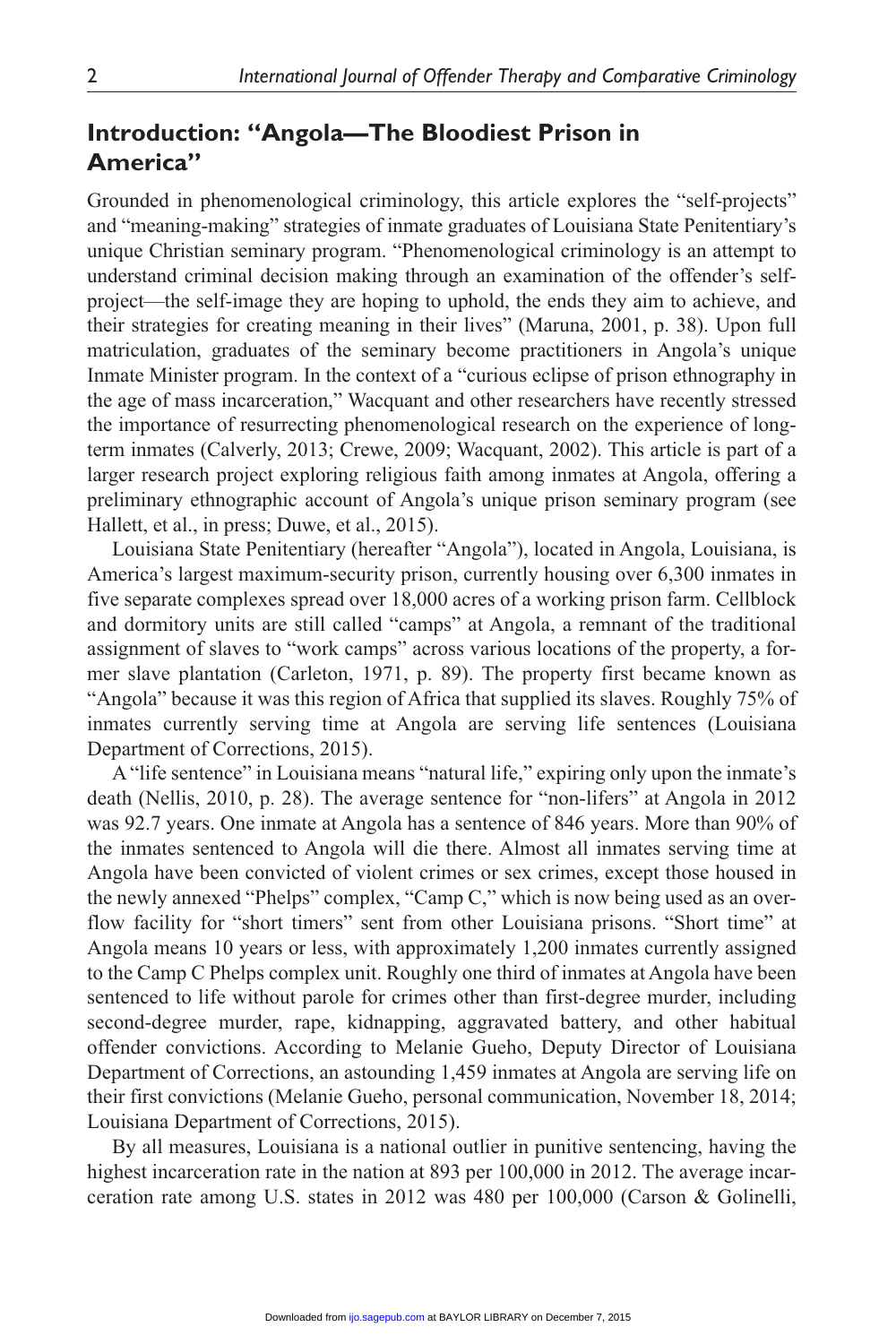## Introduction: "Angola—The Bloodiest Prison in America"

Grounded in phenomenological criminology, this article explores the "self-projects" and "meaning-making" strategies of inmate graduates of Louisiana State Penitentiary's unique Christian seminary program. "Phenomenological criminology is an attempt to understand criminal decision making through an examination of the offender's self-project—the self-image they are hoping to uphold, the ends they aim to achieve, and their strategies for creating meaning in their lives" (Maruna, 2001, p. 38). Upon full matriculation, graduates of the seminary become practitioners in Angola's unique Inmate Minister program. In the context of a "curious eclipse of prison ethnography in the age of mass incarceration," Wacquant and other researchers have recently stressed the importance of resurrecting phenomenological research on the experience of long-term inmates (Calverly, 2013; Crewe, 2009; Wacquant, 2002). This article is part of a larger research project exploring religious faith among inmates at Angola, offering a preliminary ethnographic account of Angola's unique prison seminary program (see Hallett, et al., in press; Duwe, et al., 2015).

Louisiana State Penitentiary (hereafter "Angola"), located in Angola, Louisiana, is America's largest maximum-security prison, currently housing over 6,300 inmates in five separate complexes spread over 18,000 acres of a working prison farm. Cellblock and dormitory units are still called "camps" at Angola, a remnant of the traditional assignment of slaves to "work camps" across various locations of the property, a former slave plantation (Carleton, 1971, p. 89). The property first became known as "Angola" because it was this region of Africa that supplied its slaves. Roughly 75% of inmates currently serving time at Angola are serving life sentences (Louisiana Department of Corrections, 2015).

A "life sentence" in Louisiana means "natural life," expiring only upon the inmate's death (Nellis, 2010, p. 28). The average sentence for "non-lifers" at Angola in 2012 was 92.7 years. One inmate at Angola has a sentence of 846 years. More than 90% of the inmates sentenced to Angola will die there. Almost all inmates serving time at Angola have been convicted of violent crimes or sex crimes, except those housed in the newly annexed "Phelps" complex, "Camp C," which is now being used as an overflow facility for "short timers" sent from other Louisiana prisons. "Short time" at Angola means 10 years or less, with approximately 1,200 inmates currently assigned to the Camp C Phelps complex unit. Roughly one third of inmates at Angola have been sentenced to life without parole for crimes other than first-degree murder, including second-degree murder, rape, kidnapping, aggravated battery, and other habitual offender convictions. According to Melanie Gueho, Deputy Director of Louisiana Department of Corrections, an astounding 1,459 inmates at Angola are serving life on their first convictions (Melanie Gueho, personal communication, November 18, 2014; Louisiana Department of Corrections, 2015).

By all measures, Louisiana is a national outlier in punitive sentencing, having the highest incarceration rate in the nation at 893 per 100,000 in 2012. The average incarceration rate among U.S. states in 2012 was 480 per 100,000 (Carson & Golinelli,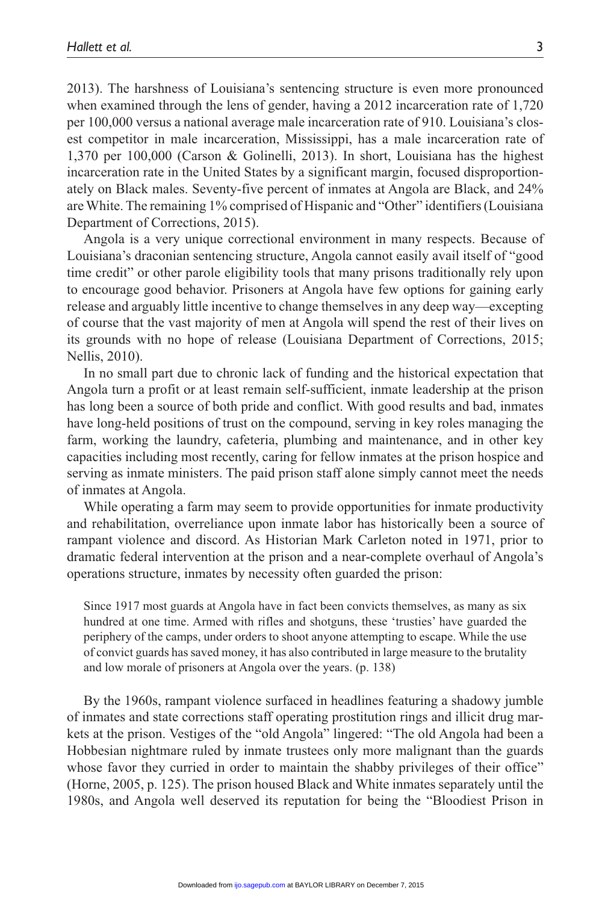2013). The harshness of Louisiana's sentencing structure is even more pronounced when examined through the lens of gender, having a 2012 incarceration rate of 1,720 per 100,000 versus a national average male incarceration rate of 910. Louisiana's closest competitor in male incarceration, Mississippi, has a male incarceration rate of 1,370 per 100,000 (Carson & Golinelli, 2013). In short, Louisiana has the highest incarceration rate in the United States by a significant margin, focused disproportionately on Black males. Seventy-five percent of inmates at Angola are Black, and 24% are White. The remaining 1% comprised of Hispanic and "Other" identifiers (Louisiana Department of Corrections, 2015).

Angola is a very unique correctional environment in many respects. Because of Louisiana's draconian sentencing structure, Angola cannot easily avail itself of "good time credit" or other parole eligibility tools that many prisons traditionally rely upon to encourage good behavior. Prisoners at Angola have few options for gaining early release and arguably little incentive to change themselves in any deep way—excepting of course that the vast majority of men at Angola will spend the rest of their lives on its grounds with no hope of release (Louisiana Department of Corrections, 2015; Nellis, 2010).

In no small part due to chronic lack of funding and the historical expectation that Angola turn a profit or at least remain self-sufficient, inmate leadership at the prison has long been a source of both pride and conflict. With good results and bad, inmates have long-held positions of trust on the compound, serving in key roles managing the farm, working the laundry, cafeteria, plumbing and maintenance, and in other key capacities including most recently, caring for fellow inmates at the prison hospice and serving as inmate ministers. The paid prison staff alone simply cannot meet the needs of inmates at Angola.

While operating a farm may seem to provide opportunities for inmate productivity and rehabilitation, overreliance upon inmate labor has historically been a source of rampant violence and discord. As Historian Mark Carleton noted in 1971, prior to dramatic federal intervention at the prison and a near-complete overhaul of Angola's operations structure, inmates by necessity often guarded the prison:

> Since 1917 most guards at Angola have in fact been convicts themselves, as many as six hundred at one time. Armed with rifles and shotguns, these 'trusties' have guarded the periphery of the camps, under orders to shoot anyone attempting to escape. While the use of convict guards has saved money, it has also contributed in large measure to the brutality and low morale of prisoners at Angola over the years. (p. 138)

By the 1960s, rampant violence surfaced in headlines featuring a shadowy jumble of inmates and state corrections staff operating prostitution rings and illicit drug markets at the prison. Vestiges of the "old Angola" lingered: "The old Angola had been a Hobbesian nightmare ruled by inmate trustees only more malignant than the guards whose favor they curried in order to maintain the shabby privileges of their office" (Horne, 2005, p. 125). The prison housed Black and White inmates separately until the 1980s, and Angola well deserved its reputation for being the "Bloodiest Prison in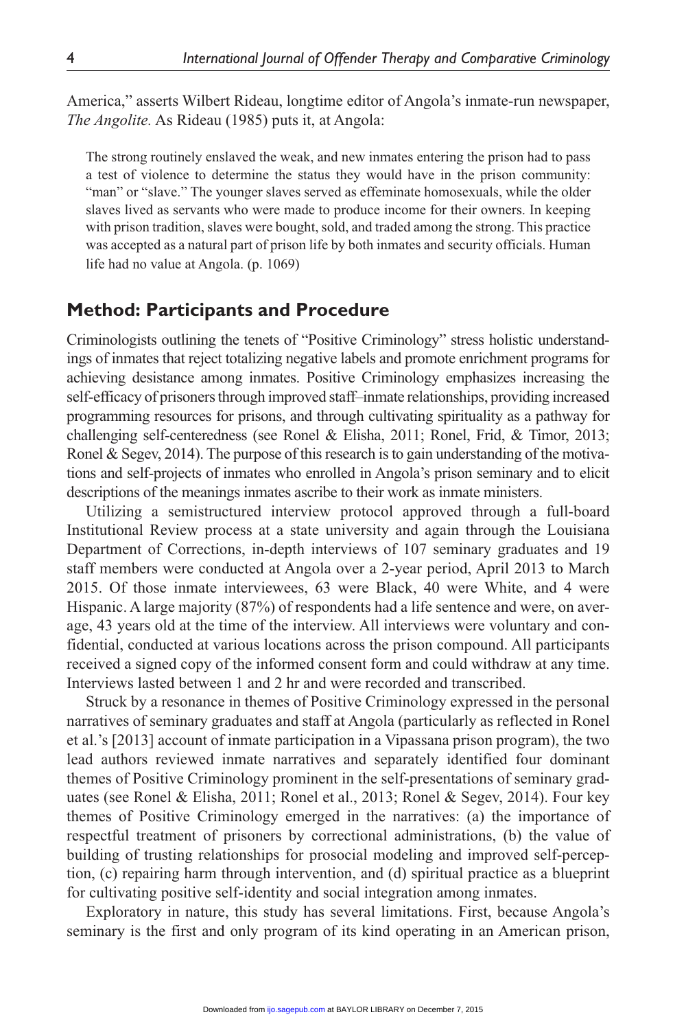America," asserts Wilbert Rideau, longtime editor of Angola's inmate-run newspaper, *The Angolite.* As Rideau (1985) puts it, at Angola:

> The strong routinely enslaved the weak, and new inmates entering the prison had to pass a test of violence to determine the status they would have in the prison community: "man" or "slave." The younger slaves served as effeminate homosexuals, while the older slaves lived as servants who were made to produce income for their owners. In keeping with prison tradition, slaves were bought, sold, and traded among the strong. This practice was accepted as a natural part of prison life by both inmates and security officials. Human life had no value at Angola. (p. 1069)

## Method: Participants and Procedure

Criminologists outlining the tenets of "Positive Criminology" stress holistic understandings of inmates that reject totalizing negative labels and promote enrichment programs for achieving desistance among inmates. Positive Criminology emphasizes increasing the self-efficacy of prisoners through improved staff–inmate relationships, providing increased programming resources for prisons, and through cultivating spirituality as a pathway for challenging self-centeredness (see Ronel & Elisha, 2011; Ronel, Frid, & Timor, 2013; Ronel & Segev, 2014). The purpose of this research is to gain understanding of the motivations and self-projects of inmates who enrolled in Angola's prison seminary and to elicit descriptions of the meanings inmates ascribe to their work as inmate ministers.

Utilizing a semistructured interview protocol approved through a full-board Institutional Review process at a state university and again through the Louisiana Department of Corrections, in-depth interviews of 107 seminary graduates and 19 staff members were conducted at Angola over a 2-year period, April 2013 to March 2015. Of those inmate interviewees, 63 were Black, 40 were White, and 4 were Hispanic. A large majority (87%) of respondents had a life sentence and were, on average, 43 years old at the time of the interview. All interviews were voluntary and confidential, conducted at various locations across the prison compound. All participants received a signed copy of the informed consent form and could withdraw at any time. Interviews lasted between 1 and 2 hr and were recorded and transcribed.

Struck by a resonance in themes of Positive Criminology expressed in the personal narratives of seminary graduates and staff at Angola (particularly as reflected in Ronel et al.'s [2013] account of inmate participation in a Vipassana prison program), the two lead authors reviewed inmate narratives and separately identified four dominant themes of Positive Criminology prominent in the self-presentations of seminary graduates (see Ronel & Elisha, 2011; Ronel et al., 2013; Ronel & Segev, 2014). Four key themes of Positive Criminology emerged in the narratives: (a) the importance of respectful treatment of prisoners by correctional administrations, (b) the value of building of trusting relationships for prosocial modeling and improved self-perception, (c) repairing harm through intervention, and (d) spiritual practice as a blueprint for cultivating positive self-identity and social integration among inmates.

Exploratory in nature, this study has several limitations. First, because Angola's seminary is the first and only program of its kind operating in an American prison,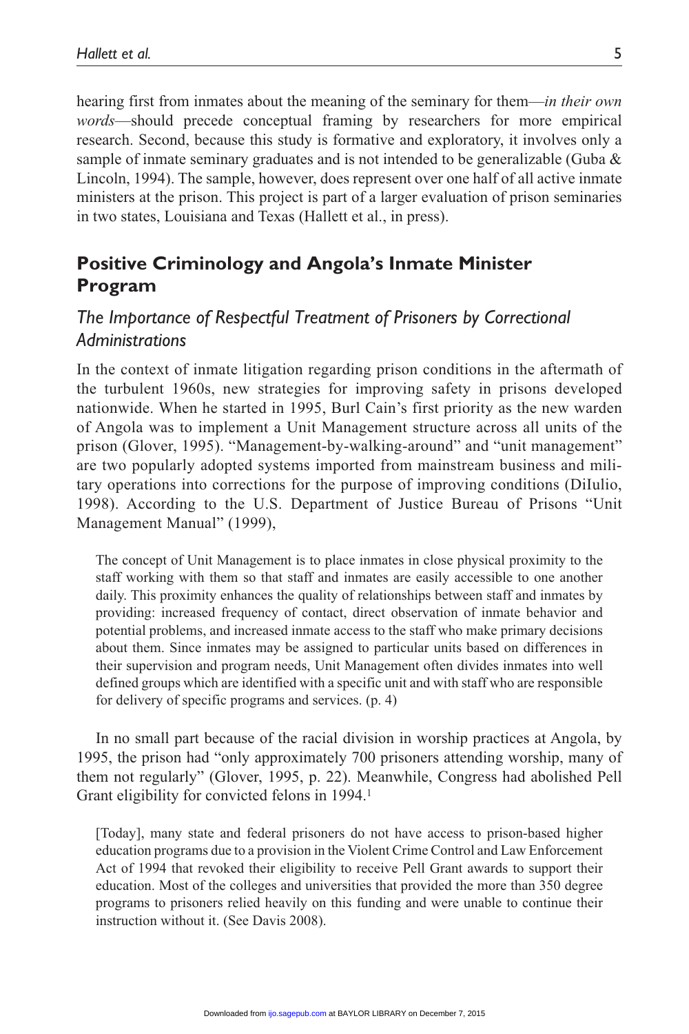hearing first from inmates about the meaning of the seminary for them—*in their own words*—should precede conceptual framing by researchers for more empirical research. Second, because this study is formative and exploratory, it involves only a sample of inmate seminary graduates and is not intended to be generalizable (Guba & Lincoln, 1994). The sample, however, does represent over one half of all active inmate ministers at the prison. This project is part of a larger evaluation of prison seminaries in two states, Louisiana and Texas (Hallett et al., in press).

## Positive Criminology and Angola's Inmate Minister Program

### *The Importance of Respectful Treatment of Prisoners by Correctional Administrations*

In the context of inmate litigation regarding prison conditions in the aftermath of the turbulent 1960s, new strategies for improving safety in prisons developed nationwide. When he started in 1995, Burl Cain's first priority as the new warden of Angola was to implement a Unit Management structure across all units of the prison (Glover, 1995). "Management-by-walking-around" and "unit management" are two popularly adopted systems imported from mainstream business and military operations into corrections for the purpose of improving conditions (DiIulio, 1998). According to the U.S. Department of Justice Bureau of Prisons "Unit Management Manual" (1999),

> The concept of Unit Management is to place inmates in close physical proximity to the staff working with them so that staff and inmates are easily accessible to one another daily. This proximity enhances the quality of relationships between staff and inmates by providing: increased frequency of contact, direct observation of inmate behavior and potential problems, and increased inmate access to the staff who make primary decisions about them. Since inmates may be assigned to particular units based on differences in their supervision and program needs, Unit Management often divides inmates into well defined groups which are identified with a specific unit and with staff who are responsible for delivery of specific programs and services. (p. 4)

In no small part because of the racial division in worship practices at Angola, by 1995, the prison had "only approximately 700 prisoners attending worship, many of them not regularly" (Glover, 1995, p. 22). Meanwhile, Congress had abolished Pell Grant eligibility for convicted felons in 1994.[1]

> [Today], many state and federal prisoners do not have access to prison-based higher education programs due to a provision in the Violent Crime Control and Law Enforcement Act of 1994 that revoked their eligibility to receive Pell Grant awards to support their education. Most of the colleges and universities that provided the more than 350 degree programs to prisoners relied heavily on this funding and were unable to continue their instruction without it. (See Davis 2008).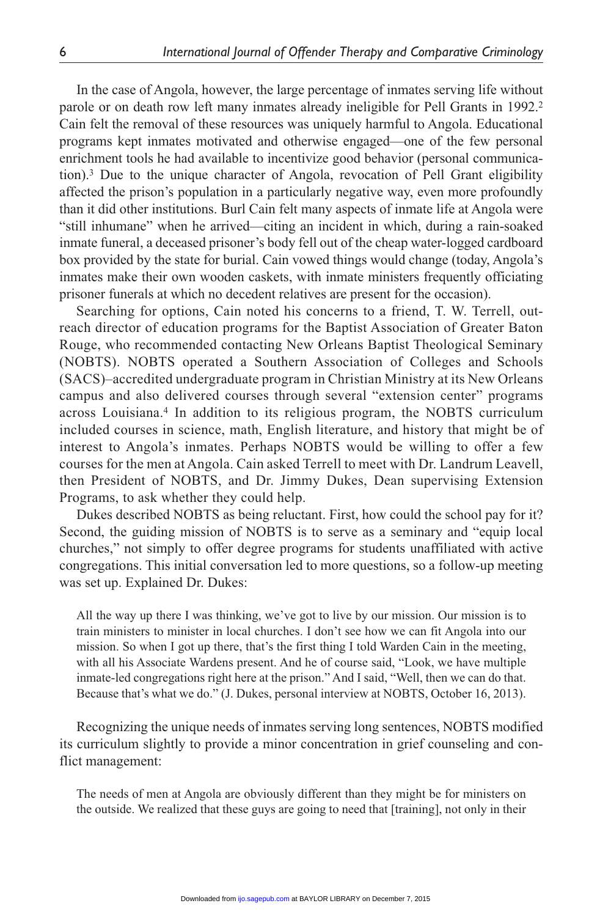In the case of Angola, however, the large percentage of inmates serving life without parole or on death row left many inmates already ineligible for Pell Grants in 1992.[2] Cain felt the removal of these resources was uniquely harmful to Angola. Educational programs kept inmates motivated and otherwise engaged—one of the few personal enrichment tools he had available to incentivize good behavior (personal communication).[3] Due to the unique character of Angola, revocation of Pell Grant eligibility affected the prison's population in a particularly negative way, even more profoundly than it did other institutions. Burl Cain felt many aspects of inmate life at Angola were "still inhumane" when he arrived—citing an incident in which, during a rain-soaked inmate funeral, a deceased prisoner's body fell out of the cheap water-logged cardboard box provided by the state for burial. Cain vowed things would change (today, Angola's inmates make their own wooden caskets, with inmate ministers frequently officiating prisoner funerals at which no decedent relatives are present for the occasion).

Searching for options, Cain noted his concerns to a friend, T. W. Terrell, outreach director of education programs for the Baptist Association of Greater Baton Rouge, who recommended contacting New Orleans Baptist Theological Seminary (NOBTS). NOBTS operated a Southern Association of Colleges and Schools (SACS)–accredited undergraduate program in Christian Ministry at its New Orleans campus and also delivered courses through several "extension center" programs across Louisiana.[4] In addition to its religious program, the NOBTS curriculum included courses in science, math, English literature, and history that might be of interest to Angola's inmates. Perhaps NOBTS would be willing to offer a few courses for the men at Angola. Cain asked Terrell to meet with Dr. Landrum Leavell, then President of NOBTS, and Dr. Jimmy Dukes, Dean supervising Extension Programs, to ask whether they could help.

Dukes described NOBTS as being reluctant. First, how could the school pay for it? Second, the guiding mission of NOBTS is to serve as a seminary and "equip local churches," not simply to offer degree programs for students unaffiliated with active congregations. This initial conversation led to more questions, so a follow-up meeting was set up. Explained Dr. Dukes:

> All the way up there I was thinking, we've got to live by our mission. Our mission is to train ministers to minister in local churches. I don't see how we can fit Angola into our mission. So when I got up there, that's the first thing I told Warden Cain in the meeting, with all his Associate Wardens present. And he of course said, "Look, we have multiple inmate-led congregations right here at the prison." And I said, "Well, then we can do that. Because that's what we do." (J. Dukes, personal interview at NOBTS, October 16, 2013).

Recognizing the unique needs of inmates serving long sentences, NOBTS modified its curriculum slightly to provide a minor concentration in grief counseling and conflict management:

> The needs of men at Angola are obviously different than they might be for ministers on the outside. We realized that these guys are going to need that [training], not only in their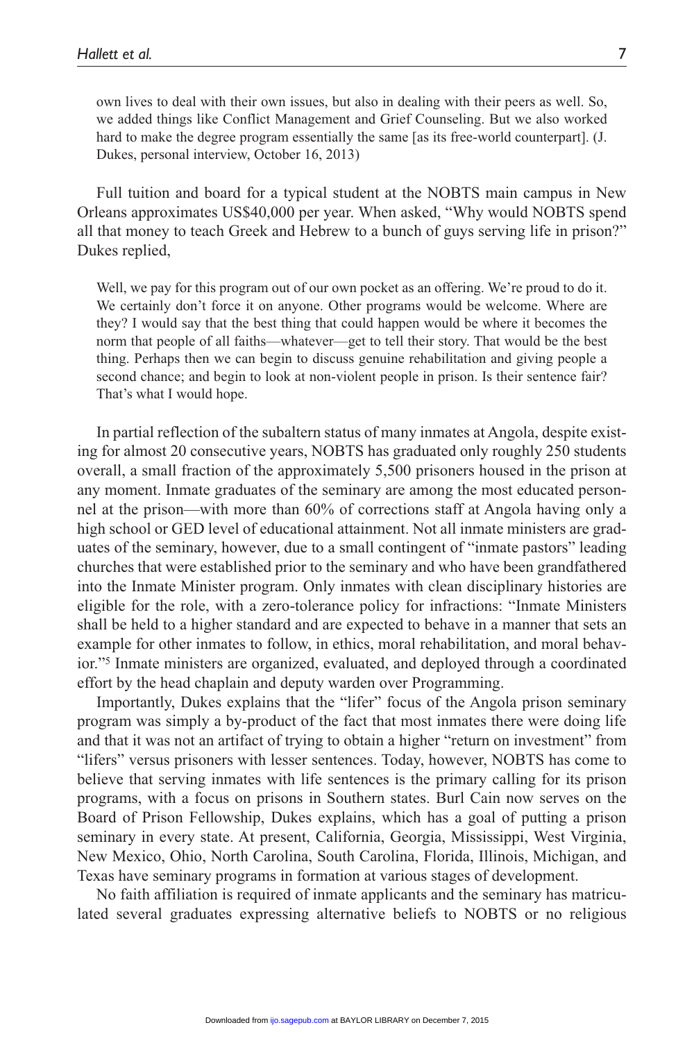own lives to deal with their own issues, but also in dealing with their peers as well. So, we added things like Conflict Management and Grief Counseling. But we also worked hard to make the degree program essentially the same [as its free-world counterpart]. (J. Dukes, personal interview, October 16, 2013)

Full tuition and board for a typical student at the NOBTS main campus in New Orleans approximates US$40,000 per year. When asked, "Why would NOBTS spend all that money to teach Greek and Hebrew to a bunch of guys serving life in prison?" Dukes replied,

> Well, we pay for this program out of our own pocket as an offering. We're proud to do it. We certainly don't force it on anyone. Other programs would be welcome. Where are they? I would say that the best thing that could happen would be where it becomes the norm that people of all faiths—whatever—get to tell their story. That would be the best thing. Perhaps then we can begin to discuss genuine rehabilitation and giving people a second chance; and begin to look at non-violent people in prison. Is their sentence fair? That's what I would hope.

In partial reflection of the subaltern status of many inmates at Angola, despite existing for almost 20 consecutive years, NOBTS has graduated only roughly 250 students overall, a small fraction of the approximately 5,500 prisoners housed in the prison at any moment. Inmate graduates of the seminary are among the most educated personnel at the prison—with more than 60% of corrections staff at Angola having only a high school or GED level of educational attainment. Not all inmate ministers are graduates of the seminary, however, due to a small contingent of "inmate pastors" leading churches that were established prior to the seminary and who have been grandfathered into the Inmate Minister program. Only inmates with clean disciplinary histories are eligible for the role, with a zero-tolerance policy for infractions: "Inmate Ministers shall be held to a higher standard and are expected to behave in a manner that sets an example for other inmates to follow, in ethics, moral rehabilitation, and moral behavior."[5] Inmate ministers are organized, evaluated, and deployed through a coordinated effort by the head chaplain and deputy warden over Programming.

Importantly, Dukes explains that the "lifer" focus of the Angola prison seminary program was simply a by-product of the fact that most inmates there were doing life and that it was not an artifact of trying to obtain a higher "return on investment" from "lifers" versus prisoners with lesser sentences. Today, however, NOBTS has come to believe that serving inmates with life sentences is the primary calling for its prison programs, with a focus on prisons in Southern states. Burl Cain now serves on the Board of Prison Fellowship, Dukes explains, which has a goal of putting a prison seminary in every state. At present, California, Georgia, Mississippi, West Virginia, New Mexico, Ohio, North Carolina, South Carolina, Florida, Illinois, Michigan, and Texas have seminary programs in formation at various stages of development.

No faith affiliation is required of inmate applicants and the seminary has matriculated several graduates expressing alternative beliefs to NOBTS or no religious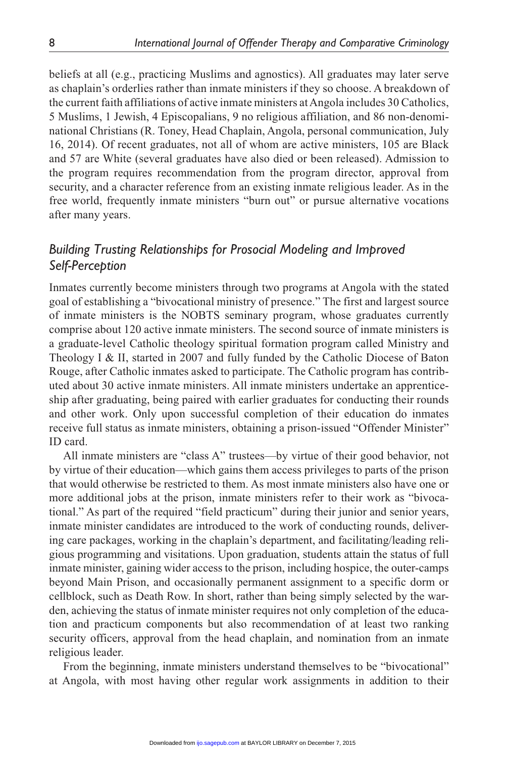beliefs at all (e.g., practicing Muslims and agnostics). All graduates may later serve as chaplain's orderlies rather than inmate ministers if they so choose. A breakdown of the current faith affiliations of active inmate ministers at Angola includes 30 Catholics, 5 Muslims, 1 Jewish, 4 Episcopalians, 9 no religious affiliation, and 86 non-denominational Christians (R. Toney, Head Chaplain, Angola, personal communication, July 16, 2014). Of recent graduates, not all of whom are active ministers, 105 are Black and 57 are White (several graduates have also died or been released). Admission to the program requires recommendation from the program director, approval from security, and a character reference from an existing inmate religious leader. As in the free world, frequently inmate ministers "burn out" or pursue alternative vocations after many years.

## *Building Trusting Relationships for Prosocial Modeling and Improved Self-Perception*

Inmates currently become ministers through two programs at Angola with the stated goal of establishing a "bivocational ministry of presence." The first and largest source of inmate ministers is the NOBTS seminary program, whose graduates currently comprise about 120 active inmate ministers. The second source of inmate ministers is a graduate-level Catholic theology spiritual formation program called Ministry and Theology I & II, started in 2007 and fully funded by the Catholic Diocese of Baton Rouge, after Catholic inmates asked to participate. The Catholic program has contributed about 30 active inmate ministers. All inmate ministers undertake an apprenticeship after graduating, being paired with earlier graduates for conducting their rounds and other work. Only upon successful completion of their education do inmates receive full status as inmate ministers, obtaining a prison-issued "Offender Minister" ID card.

All inmate ministers are "class A" trustees—by virtue of their good behavior, not by virtue of their education—which gains them access privileges to parts of the prison that would otherwise be restricted to them. As most inmate ministers also have one or more additional jobs at the prison, inmate ministers refer to their work as "bivocational." As part of the required "field practicum" during their junior and senior years, inmate minister candidates are introduced to the work of conducting rounds, delivering care packages, working in the chaplain's department, and facilitating/leading religious programming and visitations. Upon graduation, students attain the status of full inmate minister, gaining wider access to the prison, including hospice, the outer-camps beyond Main Prison, and occasionally permanent assignment to a specific dorm or cellblock, such as Death Row. In short, rather than being simply selected by the warden, achieving the status of inmate minister requires not only completion of the education and practicum components but also recommendation of at least two ranking security officers, approval from the head chaplain, and nomination from an inmate religious leader.

From the beginning, inmate ministers understand themselves to be "bivocational" at Angola, with most having other regular work assignments in addition to their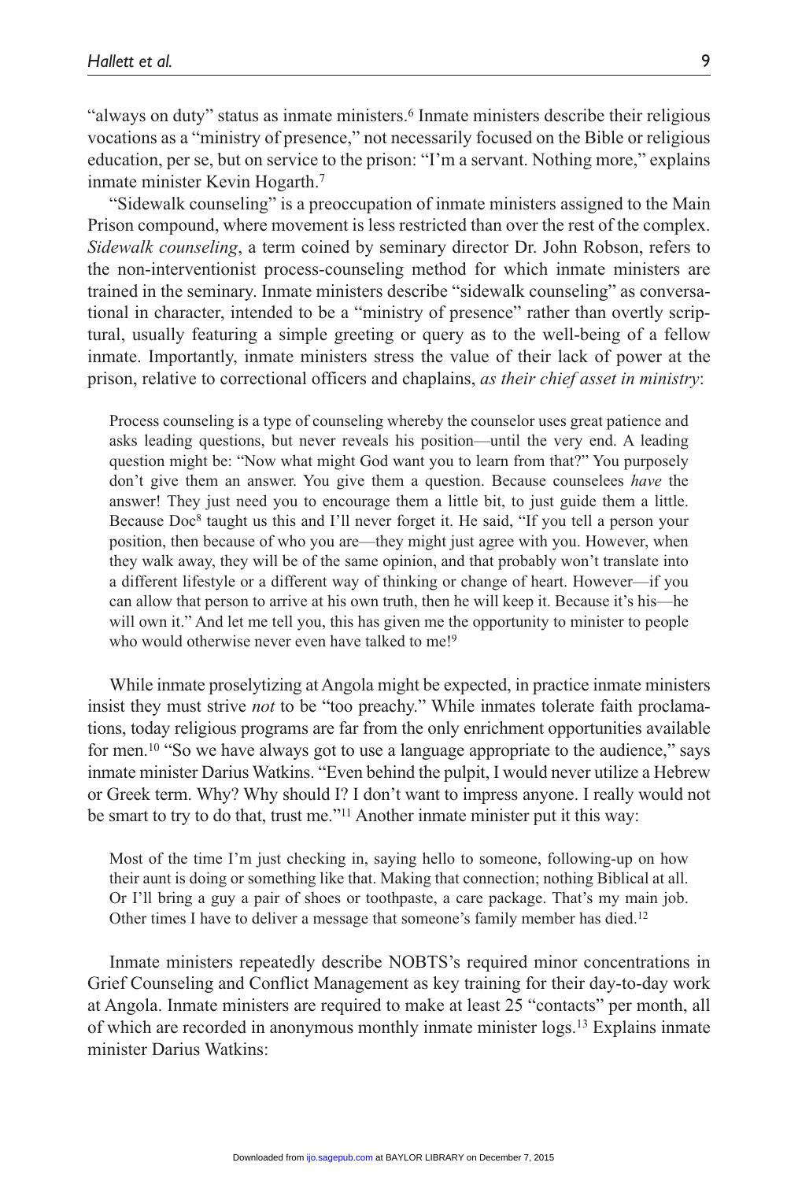"always on duty" status as inmate ministers.[6] Inmate ministers describe their religious vocations as a "ministry of presence," not necessarily focused on the Bible or religious education, per se, but on service to the prison: "I'm a servant. Nothing more," explains inmate minister Kevin Hogarth.[7]

"Sidewalk counseling" is a preoccupation of inmate ministers assigned to the Main Prison compound, where movement is less restricted than over the rest of the complex. *Sidewalk counseling*, a term coined by seminary director Dr. John Robson, refers to the non-interventionist process-counseling method for which inmate ministers are trained in the seminary. Inmate ministers describe "sidewalk counseling" as conversational in character, intended to be a "ministry of presence" rather than overtly scriptural, usually featuring a simple greeting or query as to the well-being of a fellow inmate. Importantly, inmate ministers stress the value of their lack of power at the prison, relative to correctional officers and chaplains, *as their chief asset in ministry*:

> Process counseling is a type of counseling whereby the counselor uses great patience and asks leading questions, but never reveals his position—until the very end. A leading question might be: "Now what might God want you to learn from that?" You purposely don't give them an answer. You give them a question. Because counselees *have* the answer! They just need you to encourage them a little bit, to just guide them a little. Because Doc[8] taught us this and I'll never forget it. He said, "If you tell a person your position, then because of who you are—they might just agree with you. However, when they walk away, they will be of the same opinion, and that probably won't translate into a different lifestyle or a different way of thinking or change of heart. However—if you can allow that person to arrive at his own truth, then he will keep it. Because it's his—he will own it." And let me tell you, this has given me the opportunity to minister to people who would otherwise never even have talked to me![9]

While inmate proselytizing at Angola might be expected, in practice inmate ministers insist they must strive *not* to be "too preachy." While inmates tolerate faith proclamations, today religious programs are far from the only enrichment opportunities available for men.[10] "So we have always got to use a language appropriate to the audience," says inmate minister Darius Watkins. "Even behind the pulpit, I would never utilize a Hebrew or Greek term. Why? Why should I? I don't want to impress anyone. I really would not be smart to try to do that, trust me."[11] Another inmate minister put it this way:

> Most of the time I'm just checking in, saying hello to someone, following-up on how their aunt is doing or something like that. Making that connection; nothing Biblical at all. Or I'll bring a guy a pair of shoes or toothpaste, a care package. That's my main job. Other times I have to deliver a message that someone's family member has died.[12]

Inmate ministers repeatedly describe NOBTS's required minor concentrations in Grief Counseling and Conflict Management as key training for their day-to-day work at Angola. Inmate ministers are required to make at least 25 "contacts" per month, all of which are recorded in anonymous monthly inmate minister logs.[13] Explains inmate minister Darius Watkins: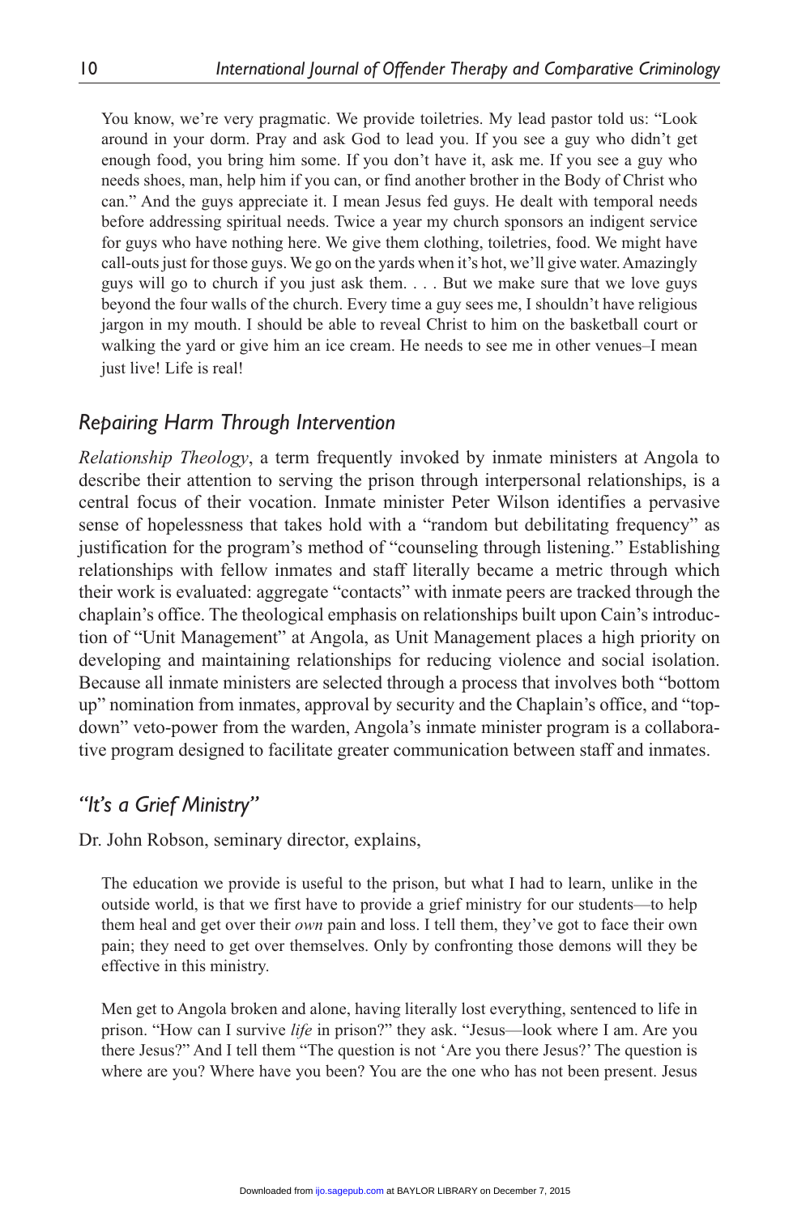> You know, we're very pragmatic. We provide toiletries. My lead pastor told us: "Look around in your dorm. Pray and ask God to lead you. If you see a guy who didn't get enough food, you bring him some. If you don't have it, ask me. If you see a guy who needs shoes, man, help him if you can, or find another brother in the Body of Christ who can." And the guys appreciate it. I mean Jesus fed guys. He dealt with temporal needs before addressing spiritual needs. Twice a year my church sponsors an indigent service for guys who have nothing here. We give them clothing, toiletries, food. We might have call-outs just for those guys. We go on the yards when it's hot, we'll give water. Amazingly guys will go to church if you just ask them. . . . But we make sure that we love guys beyond the four walls of the church. Every time a guy sees me, I shouldn't have religious jargon in my mouth. I should be able to reveal Christ to him on the basketball court or walking the yard or give him an ice cream. He needs to see me in other venues–I mean just live! Life is real!

## *Repairing Harm Through Intervention*

*Relationship Theology*, a term frequently invoked by inmate ministers at Angola to describe their attention to serving the prison through interpersonal relationships, is a central focus of their vocation. Inmate minister Peter Wilson identifies a pervasive sense of hopelessness that takes hold with a "random but debilitating frequency" as justification for the program's method of "counseling through listening." Establishing relationships with fellow inmates and staff literally became a metric through which their work is evaluated: aggregate "contacts" with inmate peers are tracked through the chaplain's office. The theological emphasis on relationships built upon Cain's introduction of "Unit Management" at Angola, as Unit Management places a high priority on developing and maintaining relationships for reducing violence and social isolation. Because all inmate ministers are selected through a process that involves both "bottom up" nomination from inmates, approval by security and the Chaplain's office, and "top-down" veto-power from the warden, Angola's inmate minister program is a collaborative program designed to facilitate greater communication between staff and inmates.

## *"It's a Grief Ministry"*

Dr. John Robson, seminary director, explains,

> The education we provide is useful to the prison, but what I had to learn, unlike in the outside world, is that we first have to provide a grief ministry for our students—to help them heal and get over their *own* pain and loss. I tell them, they've got to face their own pain; they need to get over themselves. Only by confronting those demons will they be effective in this ministry.
>
> Men get to Angola broken and alone, having literally lost everything, sentenced to life in prison. "How can I survive *life* in prison?" they ask. "Jesus—look where I am. Are you there Jesus?" And I tell them "The question is not 'Are you there Jesus?' The question is where are you? Where have you been? You are the one who has not been present. Jesus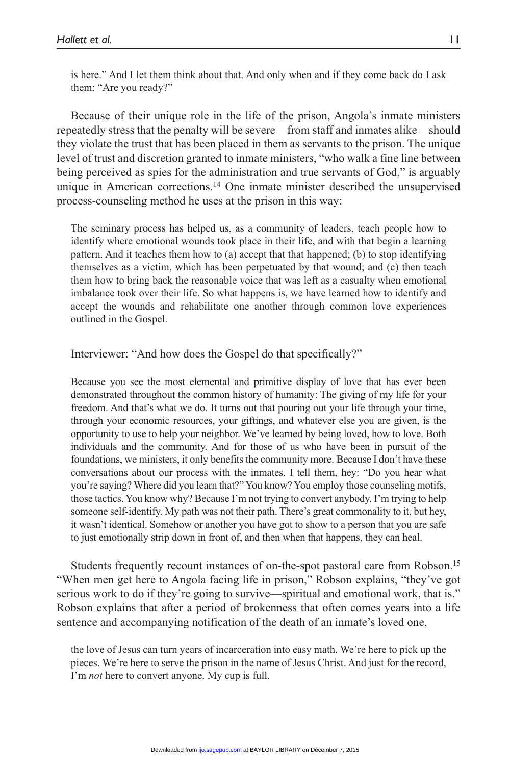is here." And I let them think about that. And only when and if they come back do I ask them: "Are you ready?"

Because of their unique role in the life of the prison, Angola's inmate ministers repeatedly stress that the penalty will be severe—from staff and inmates alike—should they violate the trust that has been placed in them as servants to the prison. The unique level of trust and discretion granted to inmate ministers, "who walk a fine line between being perceived as spies for the administration and true servants of God," is arguably unique in American corrections.[14] One inmate minister described the unsupervised process-counseling method he uses at the prison in this way:

> The seminary process has helped us, as a community of leaders, teach people how to identify where emotional wounds took place in their life, and with that begin a learning pattern. And it teaches them how to (a) accept that that happened; (b) to stop identifying themselves as a victim, which has been perpetuated by that wound; and (c) then teach them how to bring back the reasonable voice that was left as a casualty when emotional imbalance took over their life. So what happens is, we have learned how to identify and accept the wounds and rehabilitate one another through common love experiences outlined in the Gospel.

Interviewer: "And how does the Gospel do that specifically?"

> Because you see the most elemental and primitive display of love that has ever been demonstrated throughout the common history of humanity: The giving of my life for your freedom. And that's what we do. It turns out that pouring out your life through your time, through your economic resources, your giftings, and whatever else you are given, is the opportunity to use to help your neighbor. We've learned by being loved, how to love. Both individuals and the community. And for those of us who have been in pursuit of the foundations, we ministers, it only benefits the community more. Because I don't have these conversations about our process with the inmates. I tell them, hey: "Do you hear what you're saying? Where did you learn that?" You know? You employ those counseling motifs, those tactics. You know why? Because I'm not trying to convert anybody. I'm trying to help someone self-identify. My path was not their path. There's great commonality to it, but hey, it wasn't identical. Somehow or another you have got to show to a person that you are safe to just emotionally strip down in front of, and then when that happens, they can heal.

Students frequently recount instances of on-the-spot pastoral care from Robson.[15] "When men get here to Angola facing life in prison," Robson explains, "they've got serious work to do if they're going to survive—spiritual and emotional work, that is." Robson explains that after a period of brokenness that often comes years into a life sentence and accompanying notification of the death of an inmate's loved one,

> the love of Jesus can turn years of incarceration into easy math. We're here to pick up the pieces. We're here to serve the prison in the name of Jesus Christ. And just for the record, I'm *not* here to convert anyone. My cup is full.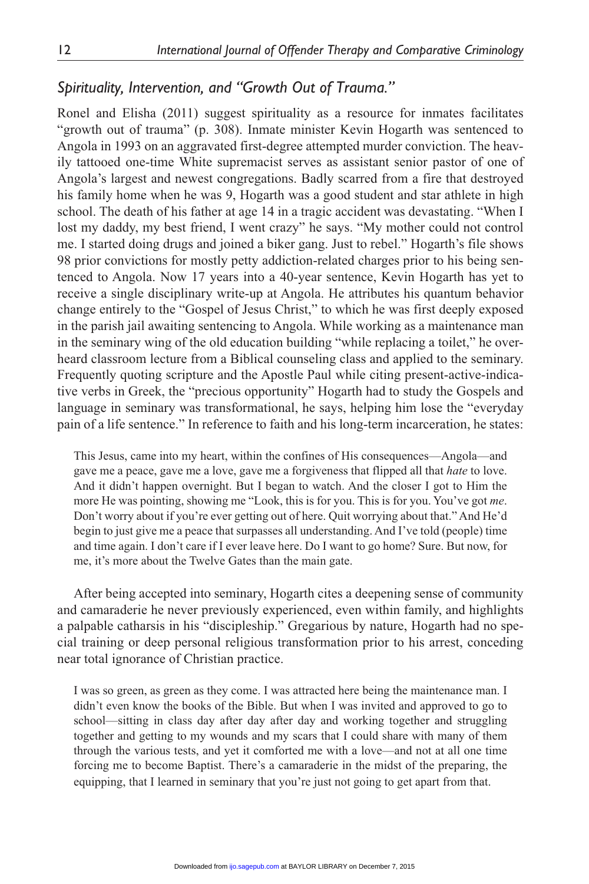### *Spirituality, Intervention, and "Growth Out of Trauma."*

Ronel and Elisha (2011) suggest spirituality as a resource for inmates facilitates "growth out of trauma" (p. 308). Inmate minister Kevin Hogarth was sentenced to Angola in 1993 on an aggravated first-degree attempted murder conviction. The heavily tattooed one-time White supremacist serves as assistant senior pastor of one of Angola's largest and newest congregations. Badly scarred from a fire that destroyed his family home when he was 9, Hogarth was a good student and star athlete in high school. The death of his father at age 14 in a tragic accident was devastating. "When I lost my daddy, my best friend, I went crazy" he says. "My mother could not control me. I started doing drugs and joined a biker gang. Just to rebel." Hogarth's file shows 98 prior convictions for mostly petty addiction-related charges prior to his being sentenced to Angola. Now 17 years into a 40-year sentence, Kevin Hogarth has yet to receive a single disciplinary write-up at Angola. He attributes his quantum behavior change entirely to the "Gospel of Jesus Christ," to which he was first deeply exposed in the parish jail awaiting sentencing to Angola. While working as a maintenance man in the seminary wing of the old education building "while replacing a toilet," he overheard classroom lecture from a Biblical counseling class and applied to the seminary. Frequently quoting scripture and the Apostle Paul while citing present-active-indicative verbs in Greek, the "precious opportunity" Hogarth had to study the Gospels and language in seminary was transformational, he says, helping him lose the "everyday pain of a life sentence." In reference to faith and his long-term incarceration, he states:

> This Jesus, came into my heart, within the confines of His consequences—Angola—and gave me a peace, gave me a love, gave me a forgiveness that flipped all that *hate* to love. And it didn't happen overnight. But I began to watch. And the closer I got to Him the more He was pointing, showing me "Look, this is for you. This is for you. You've got *me*. Don't worry about if you're ever getting out of here. Quit worrying about that." And He'd begin to just give me a peace that surpasses all understanding. And I've told (people) time and time again. I don't care if I ever leave here. Do I want to go home? Sure. But now, for me, it's more about the Twelve Gates than the main gate.

After being accepted into seminary, Hogarth cites a deepening sense of community and camaraderie he never previously experienced, even within family, and highlights a palpable catharsis in his "discipleship." Gregarious by nature, Hogarth had no special training or deep personal religious transformation prior to his arrest, conceding near total ignorance of Christian practice.

> I was so green, as green as they come. I was attracted here being the maintenance man. I didn't even know the books of the Bible. But when I was invited and approved to go to school—sitting in class day after day after day and working together and struggling together and getting to my wounds and my scars that I could share with many of them through the various tests, and yet it comforted me with a love—and not at all one time forcing me to become Baptist. There's a camaraderie in the midst of the preparing, the equipping, that I learned in seminary that you're just not going to get apart from that.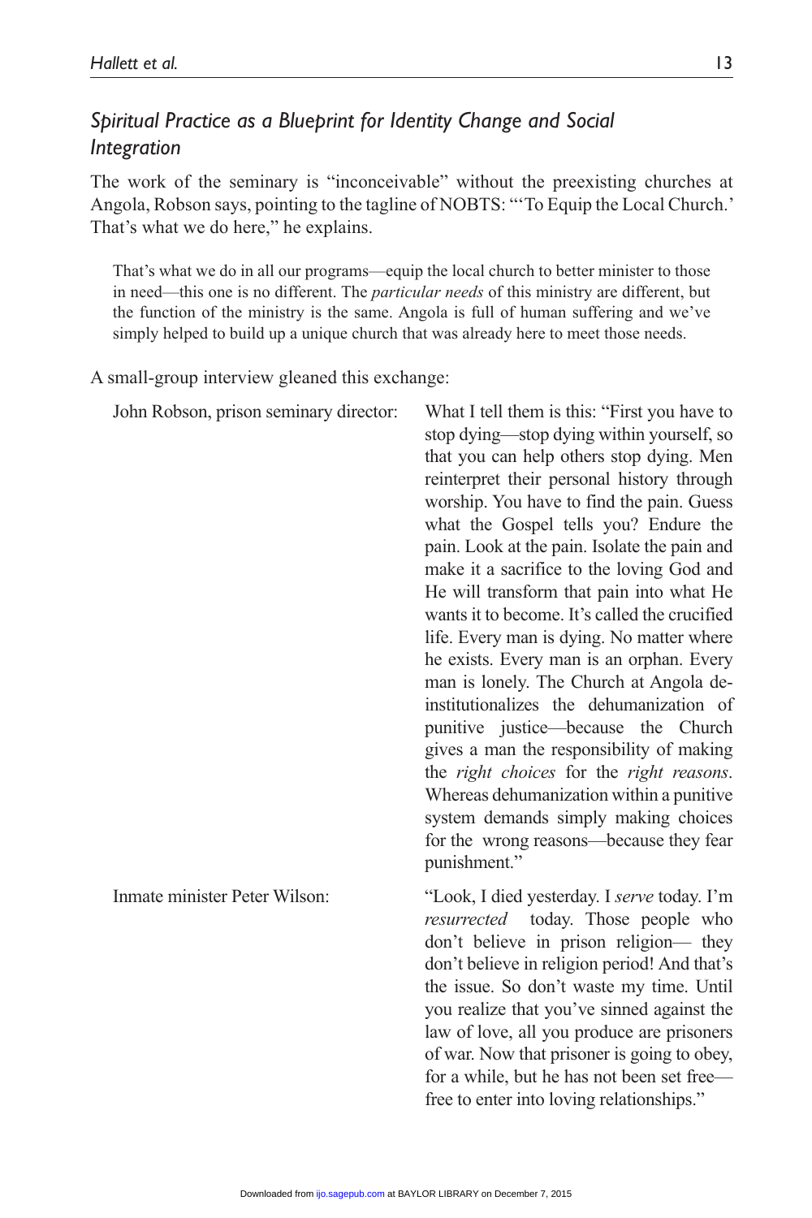## *Spiritual Practice as a Blueprint for Identity Change and Social Integration*

The work of the seminary is "inconceivable" without the preexisting churches at Angola, Robson says, pointing to the tagline of NOBTS: "'To Equip the Local Church.' That's what we do here," he explains.

> That's what we do in all our programs—equip the local church to better minister to those in need—this one is no different. The *particular needs* of this ministry are different, but the function of the ministry is the same. Angola is full of human suffering and we've simply helped to build up a unique church that was already here to meet those needs.

A small-group interview gleaned this exchange:

| | |
|---|---|
| John Robson, prison seminary director: | What I tell them is this: "First you have to stop dying—stop dying within yourself, so that you can help others stop dying. Men reinterpret their personal history through worship. You have to find the pain. Guess what the Gospel tells you? Endure the pain. Look at the pain. Isolate the pain and make it a sacrifice to the loving God and He will transform that pain into what He wants it to become. It's called the crucified life. Every man is dying. No matter where he exists. Every man is an orphan. Every man is lonely. The Church at Angola de-institutionalizes the dehumanization of punitive justice—because the Church gives a man the responsibility of making the *right choices* for the *right reasons*. Whereas dehumanization within a punitive system demands simply making choices for the wrong reasons—because they fear punishment." |
| Inmate minister Peter Wilson: | "Look, I died yesterday. I *serve* today. I'm *resurrected* today. Those people who don't believe in prison religion— they don't believe in religion period! And that's the issue. So don't waste my time. Until you realize that you've sinned against the law of love, all you produce are prisoners of war. Now that prisoner is going to obey, for a while, but he has not been set free— free to enter into loving relationships." |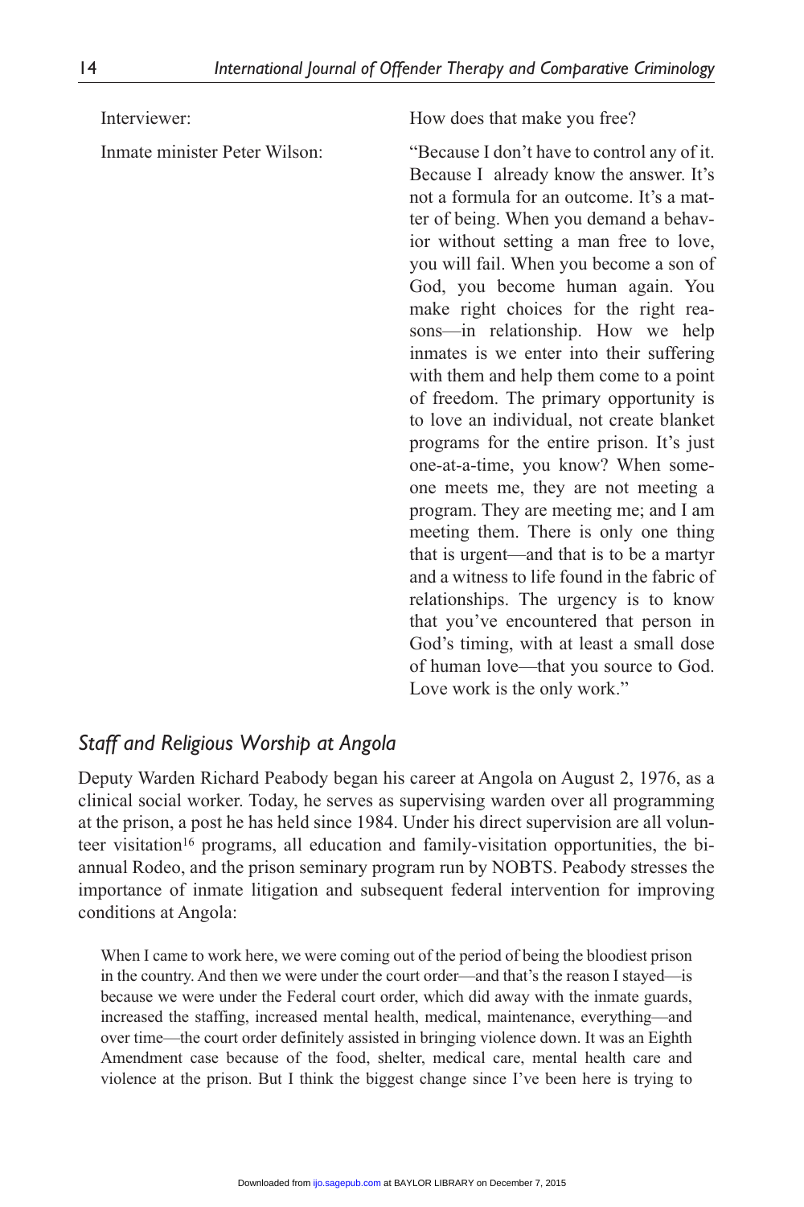Interviewer: How does that make you free?

Inmate minister Peter Wilson: "Because I don't have to control any of it. Because I already know the answer. It's not a formula for an outcome. It's a matter of being. When you demand a behavior without setting a man free to love, you will fail. When you become a son of God, you become human again. You make right choices for the right reasons—in relationship. How we help inmates is we enter into their suffering with them and help them come to a point of freedom. The primary opportunity is to love an individual, not create blanket programs for the entire prison. It's just one-at-a-time, you know? When someone meets me, they are not meeting a program. They are meeting me; and I am meeting them. There is only one thing that is urgent—and that is to be a martyr and a witness to life found in the fabric of relationships. The urgency is to know that you've encountered that person in God's timing, with at least a small dose of human love—that you source to God. Love work is the only work."

## *Staff and Religious Worship at Angola*

Deputy Warden Richard Peabody began his career at Angola on August 2, 1976, as a clinical social worker. Today, he serves as supervising warden over all programming at the prison, a post he has held since 1984. Under his direct supervision are all volunteer visitation[16] programs, all education and family-visitation opportunities, the bi-annual Rodeo, and the prison seminary program run by NOBTS. Peabody stresses the importance of inmate litigation and subsequent federal intervention for improving conditions at Angola:

> When I came to work here, we were coming out of the period of being the bloodiest prison in the country. And then we were under the court order—and that's the reason I stayed—is because we were under the Federal court order, which did away with the inmate guards, increased the staffing, increased mental health, medical, maintenance, everything—and over time—the court order definitely assisted in bringing violence down. It was an Eighth Amendment case because of the food, shelter, medical care, mental health care and violence at the prison. But I think the biggest change since I've been here is trying to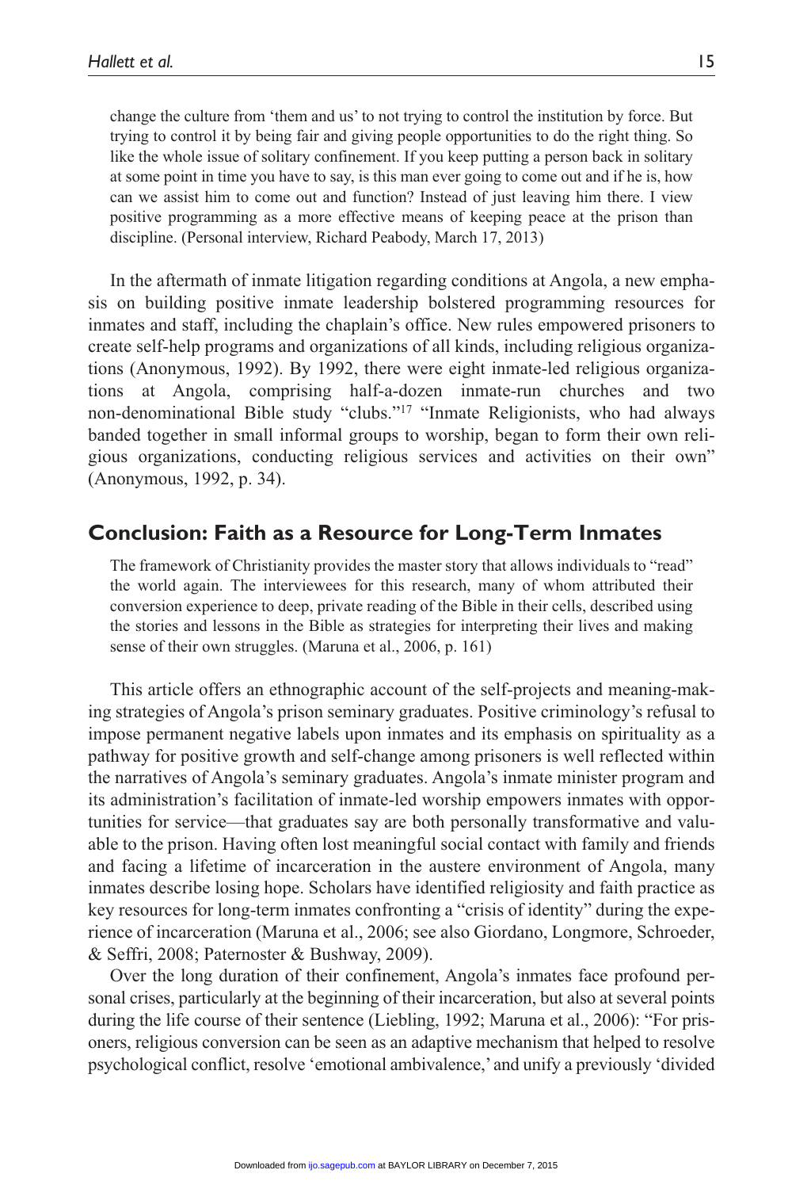> change the culture from 'them and us' to not trying to control the institution by force. But trying to control it by being fair and giving people opportunities to do the right thing. So like the whole issue of solitary confinement. If you keep putting a person back in solitary at some point in time you have to say, is this man ever going to come out and if he is, how can we assist him to come out and function? Instead of just leaving him there. I view positive programming as a more effective means of keeping peace at the prison than discipline. (Personal interview, Richard Peabody, March 17, 2013)

In the aftermath of inmate litigation regarding conditions at Angola, a new emphasis on building positive inmate leadership bolstered programming resources for inmates and staff, including the chaplain's office. New rules empowered prisoners to create self-help programs and organizations of all kinds, including religious organizations (Anonymous, 1992). By 1992, there were eight inmate-led religious organizations at Angola, comprising half-a-dozen inmate-run churches and two non-denominational Bible study "clubs."[17] "Inmate Religionists, who had always banded together in small informal groups to worship, began to form their own religious organizations, conducting religious services and activities on their own" (Anonymous, 1992, p. 34).

## Conclusion: Faith as a Resource for Long-Term Inmates

> The framework of Christianity provides the master story that allows individuals to "read" the world again. The interviewees for this research, many of whom attributed their conversion experience to deep, private reading of the Bible in their cells, described using the stories and lessons in the Bible as strategies for interpreting their lives and making sense of their own struggles. (Maruna et al., 2006, p. 161)

This article offers an ethnographic account of the self-projects and meaning-making strategies of Angola's prison seminary graduates. Positive criminology's refusal to impose permanent negative labels upon inmates and its emphasis on spirituality as a pathway for positive growth and self-change among prisoners is well reflected within the narratives of Angola's seminary graduates. Angola's inmate minister program and its administration's facilitation of inmate-led worship empowers inmates with opportunities for service—that graduates say are both personally transformative and valuable to the prison. Having often lost meaningful social contact with family and friends and facing a lifetime of incarceration in the austere environment of Angola, many inmates describe losing hope. Scholars have identified religiosity and faith practice as key resources for long-term inmates confronting a "crisis of identity" during the experience of incarceration (Maruna et al., 2006; see also Giordano, Longmore, Schroeder, & Seffri, 2008; Paternoster & Bushway, 2009).

Over the long duration of their confinement, Angola's inmates face profound personal crises, particularly at the beginning of their incarceration, but also at several points during the life course of their sentence (Liebling, 1992; Maruna et al., 2006): "For prisoners, religious conversion can be seen as an adaptive mechanism that helped to resolve psychological conflict, resolve 'emotional ambivalence,' and unify a previously 'divided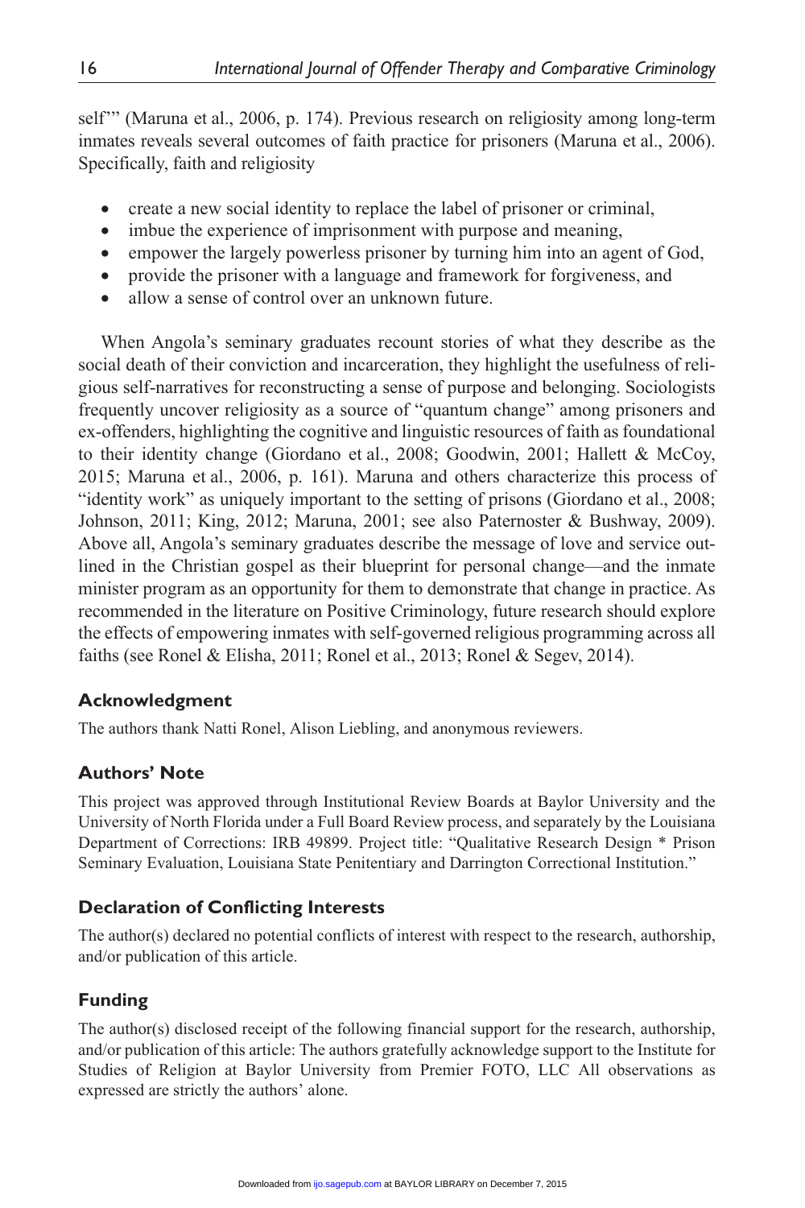self'" (Maruna et al., 2006, p. 174). Previous research on religiosity among long-term inmates reveals several outcomes of faith practice for prisoners (Maruna et al., 2006). Specifically, faith and religiosity

- create a new social identity to replace the label of prisoner or criminal,
- imbue the experience of imprisonment with purpose and meaning,
- empower the largely powerless prisoner by turning him into an agent of God,
- provide the prisoner with a language and framework for forgiveness, and
- allow a sense of control over an unknown future.

When Angola's seminary graduates recount stories of what they describe as the social death of their conviction and incarceration, they highlight the usefulness of religious self-narratives for reconstructing a sense of purpose and belonging. Sociologists frequently uncover religiosity as a source of "quantum change" among prisoners and ex-offenders, highlighting the cognitive and linguistic resources of faith as foundational to their identity change (Giordano et al., 2008; Goodwin, 2001; Hallett & McCoy, 2015; Maruna et al., 2006, p. 161). Maruna and others characterize this process of "identity work" as uniquely important to the setting of prisons (Giordano et al., 2008; Johnson, 2011; King, 2012; Maruna, 2001; see also Paternoster & Bushway, 2009). Above all, Angola's seminary graduates describe the message of love and service outlined in the Christian gospel as their blueprint for personal change—and the inmate minister program as an opportunity for them to demonstrate that change in practice. As recommended in the literature on Positive Criminology, future research should explore the effects of empowering inmates with self-governed religious programming across all faiths (see Ronel & Elisha, 2011; Ronel et al., 2013; Ronel & Segev, 2014).

## Acknowledgment

The authors thank Natti Ronel, Alison Liebling, and anonymous reviewers.

## Authors' Note

This project was approved through Institutional Review Boards at Baylor University and the University of North Florida under a Full Board Review process, and separately by the Louisiana Department of Corrections: IRB 49899. Project title: "Qualitative Research Design * Prison Seminary Evaluation, Louisiana State Penitentiary and Darrington Correctional Institution."

## Declaration of Conflicting Interests

The author(s) declared no potential conflicts of interest with respect to the research, authorship, and/or publication of this article.

## Funding

The author(s) disclosed receipt of the following financial support for the research, authorship, and/or publication of this article: The authors gratefully acknowledge support to the Institute for Studies of Religion at Baylor University from Premier FOTO, LLC All observations as expressed are strictly the authors' alone.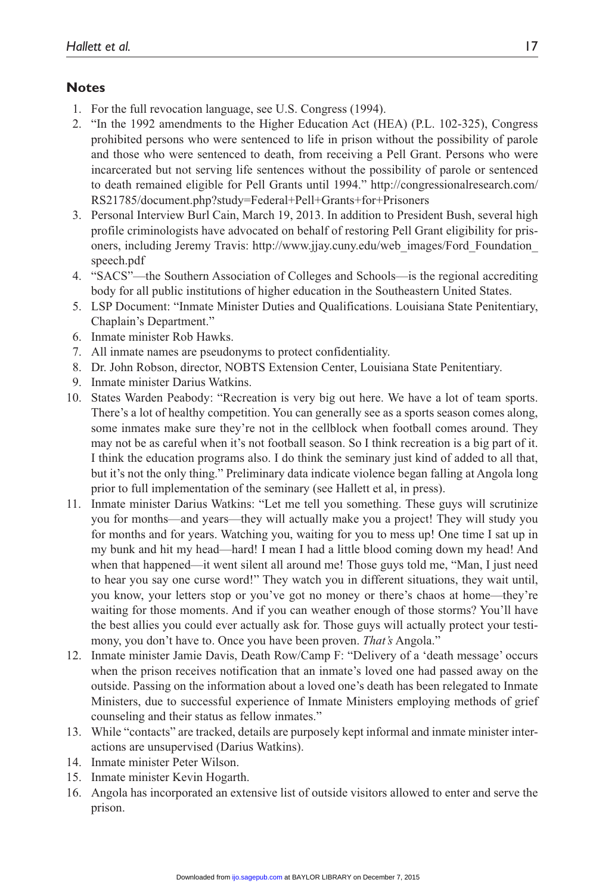## Notes

1. For the full revocation language, see U.S. Congress (1994).
2. "In the 1992 amendments to the Higher Education Act (HEA) (P.L. 102-325), Congress prohibited persons who were sentenced to life in prison without the possibility of parole and those who were sentenced to death, from receiving a Pell Grant. Persons who were incarcerated but not serving life sentences without the possibility of parole or sentenced to death remained eligible for Pell Grants until 1994." http://congressionalresearch.com/RS21785/document.php?study=Federal+Pell+Grants+for+Prisoners
3. Personal Interview Burl Cain, March 19, 2013. In addition to President Bush, several high profile criminologists have advocated on behalf of restoring Pell Grant eligibility for prisoners, including Jeremy Travis: http://www.jjay.cuny.edu/web_images/Ford_Foundation_speech.pdf
4. "SACS"—the Southern Association of Colleges and Schools—is the regional accrediting body for all public institutions of higher education in the Southeastern United States.
5. LSP Document: "Inmate Minister Duties and Qualifications. Louisiana State Penitentiary, Chaplain's Department."
6. Inmate minister Rob Hawks.
7. All inmate names are pseudonyms to protect confidentiality.
8. Dr. John Robson, director, NOBTS Extension Center, Louisiana State Penitentiary.
9. Inmate minister Darius Watkins.
10. States Warden Peabody: "Recreation is very big out here. We have a lot of team sports. There's a lot of healthy competition. You can generally see as a sports season comes along, some inmates make sure they're not in the cellblock when football comes around. They may not be as careful when it's not football season. So I think recreation is a big part of it. I think the education programs also. I do think the seminary just kind of added to all that, but it's not the only thing." Preliminary data indicate violence began falling at Angola long prior to full implementation of the seminary (see Hallett et al, in press).
11. Inmate minister Darius Watkins: "Let me tell you something. These guys will scrutinize you for months—and years—they will actually make you a project! They will study you for months and for years. Watching you, waiting for you to mess up! One time I sat up in my bunk and hit my head—hard! I mean I had a little blood coming down my head! And when that happened—it went silent all around me! Those guys told me, "Man, I just need to hear you say one curse word!" They watch you in different situations, they wait until, you know, your letters stop or you've got no money or there's chaos at home—they're waiting for those moments. And if you can weather enough of those storms? You'll have the best allies you could ever actually ask for. Those guys will actually protect your testimony, you don't have to. Once you have been proven. *That's* Angola."
12. Inmate minister Jamie Davis, Death Row/Camp F: "Delivery of a 'death message' occurs when the prison receives notification that an inmate's loved one had passed away on the outside. Passing on the information about a loved one's death has been relegated to Inmate Ministers, due to successful experience of Inmate Ministers employing methods of grief counseling and their status as fellow inmates."
13. While "contacts" are tracked, details are purposely kept informal and inmate minister interactions are unsupervised (Darius Watkins).
14. Inmate minister Peter Wilson.
15. Inmate minister Kevin Hogarth.
16. Angola has incorporated an extensive list of outside visitors allowed to enter and serve the prison.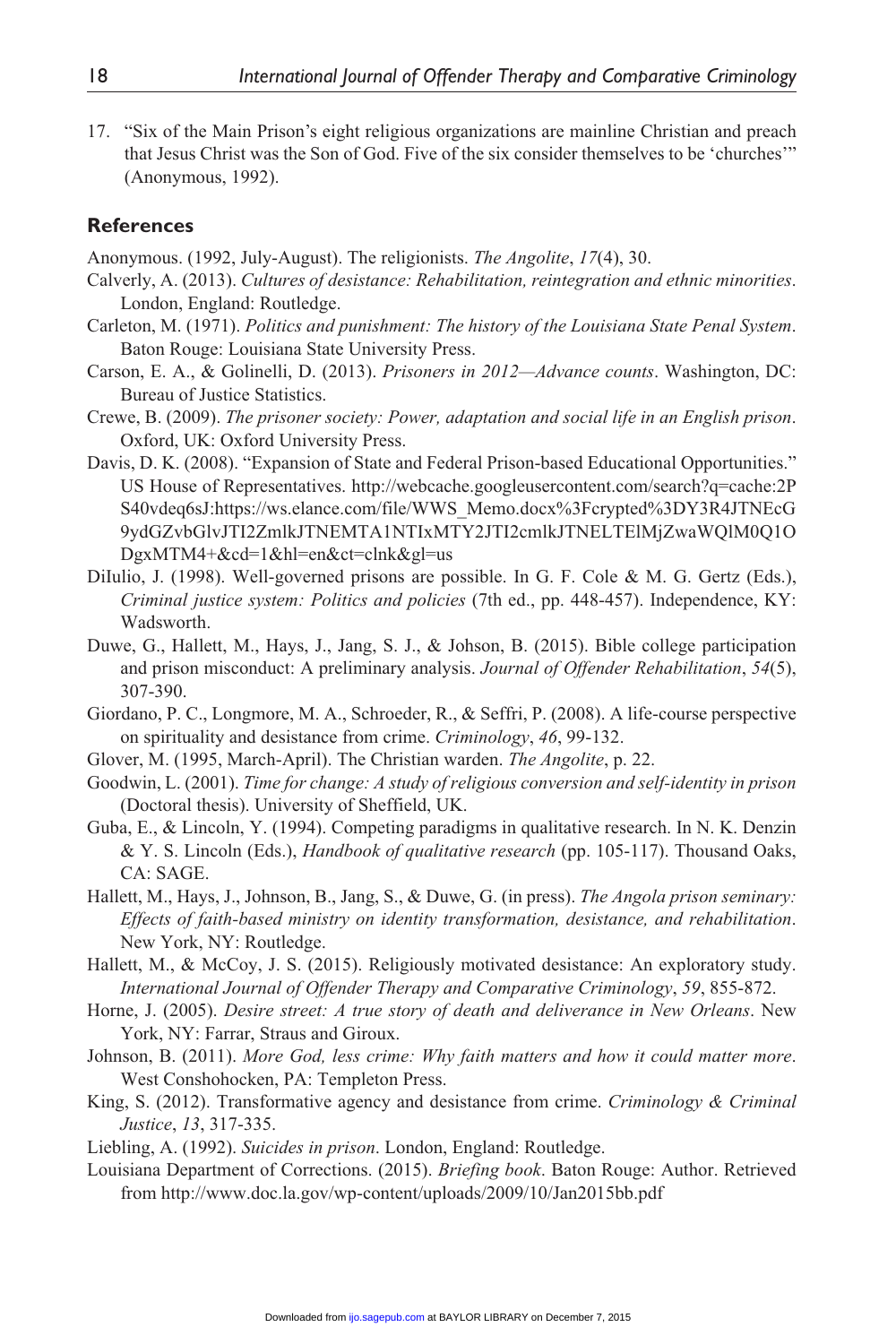17. "Six of the Main Prison's eight religious organizations are mainline Christian and preach that Jesus Christ was the Son of God. Five of the six consider themselves to be 'churches'" (Anonymous, 1992).

## References

Anonymous. (1992, July-August). The religionists. *The Angolite*, *17*(4), 30.

Calverly, A. (2013). *Cultures of desistance: Rehabilitation, reintegration and ethnic minorities*. London, England: Routledge.

Carleton, M. (1971). *Politics and punishment: The history of the Louisiana State Penal System*. Baton Rouge: Louisiana State University Press.

Carson, E. A., & Golinelli, D. (2013). *Prisoners in 2012—Advance counts*. Washington, DC: Bureau of Justice Statistics.

Crewe, B. (2009). *The prisoner society: Power, adaptation and social life in an English prison*. Oxford, UK: Oxford University Press.

Davis, D. K. (2008). "Expansion of State and Federal Prison-based Educational Opportunities." US House of Representatives. http://webcache.googleusercontent.com/search?q=cache:2PS40vdeq6sJ:https://ws.elance.com/file/WWS_Memo.docx%3Fcrypted%3DY3R4JTNEcG9ydGZvbGlvJTI2ZmlkJTNEMTA1NTIxMTY2JTI2cmlkJTNELTElMjZwaWQlM0Q1ODgxMTM4+&cd=1&hl=en&ct=clnk&gl=us

DiIulio, J. (1998). Well-governed prisons are possible. In G. F. Cole & M. G. Gertz (Eds.), *Criminal justice system: Politics and policies* (7th ed., pp. 448-457). Independence, KY: Wadsworth.

Duwe, G., Hallett, M., Hays, J., Jang, S. J., & Johson, B. (2015). Bible college participation and prison misconduct: A preliminary analysis. *Journal of Offender Rehabilitation*, *54*(5), 307-390.

Giordano, P. C., Longmore, M. A., Schroeder, R., & Seffri, P. (2008). A life-course perspective on spirituality and desistance from crime. *Criminology*, *46*, 99-132.

Glover, M. (1995, March-April). The Christian warden. *The Angolite*, p. 22.

Goodwin, L. (2001). *Time for change: A study of religious conversion and self-identity in prison* (Doctoral thesis). University of Sheffield, UK.

Guba, E., & Lincoln, Y. (1994). Competing paradigms in qualitative research. In N. K. Denzin & Y. S. Lincoln (Eds.), *Handbook of qualitative research* (pp. 105-117). Thousand Oaks, CA: SAGE.

Hallett, M., Hays, J., Johnson, B., Jang, S., & Duwe, G. (in press). *The Angola prison seminary: Effects of faith-based ministry on identity transformation, desistance, and rehabilitation*. New York, NY: Routledge.

Hallett, M., & McCoy, J. S. (2015). Religiously motivated desistance: An exploratory study. *International Journal of Offender Therapy and Comparative Criminology*, *59*, 855-872.

Horne, J. (2005). *Desire street: A true story of death and deliverance in New Orleans*. New York, NY: Farrar, Straus and Giroux.

Johnson, B. (2011). *More God, less crime: Why faith matters and how it could matter more*. West Conshohocken, PA: Templeton Press.

King, S. (2012). Transformative agency and desistance from crime. *Criminology & Criminal Justice*, *13*, 317-335.

Liebling, A. (1992). *Suicides in prison*. London, England: Routledge.

Louisiana Department of Corrections. (2015). *Briefing book*. Baton Rouge: Author. Retrieved from http://www.doc.la.gov/wp-content/uploads/2009/10/Jan2015bb.pdf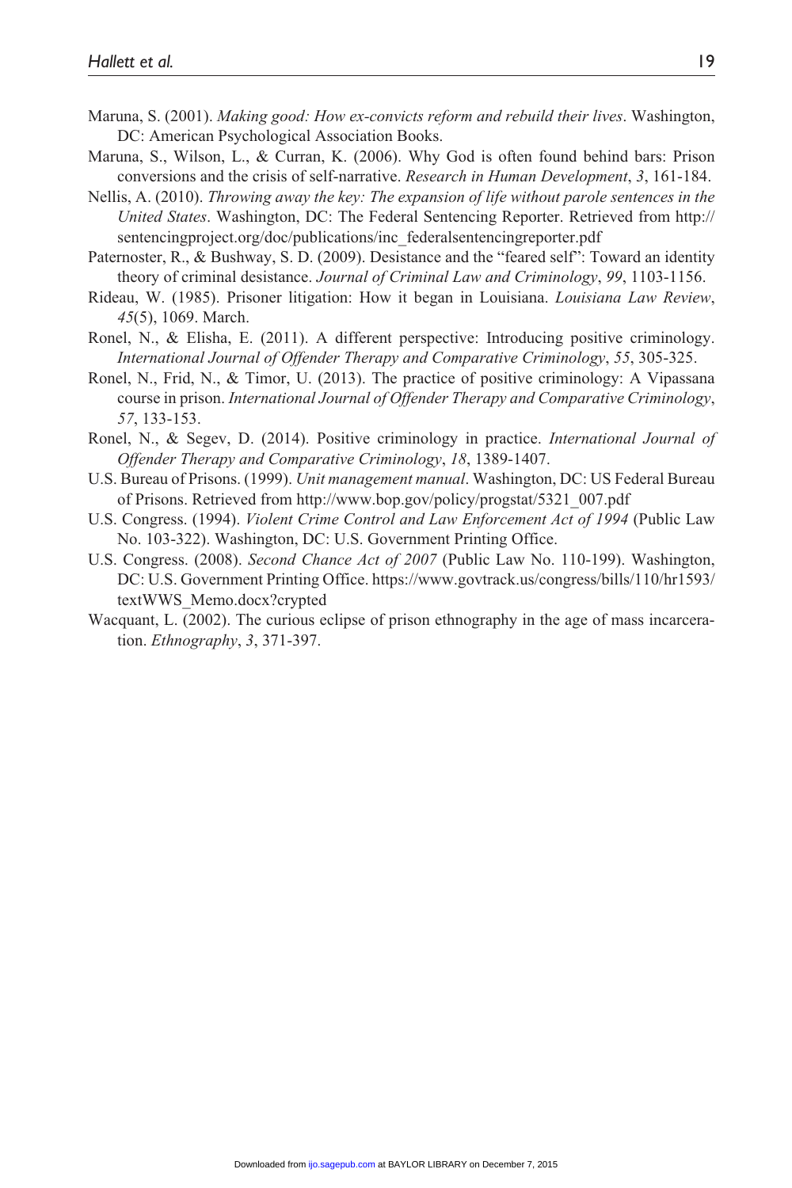Maruna, S. (2001). *Making good: How ex-convicts reform and rebuild their lives*. Washington, DC: American Psychological Association Books.

Maruna, S., Wilson, L., & Curran, K. (2006). Why God is often found behind bars: Prison conversions and the crisis of self-narrative. *Research in Human Development*, *3*, 161-184.

Nellis, A. (2010). *Throwing away the key: The expansion of life without parole sentences in the United States*. Washington, DC: The Federal Sentencing Reporter. Retrieved from http://sentencingproject.org/doc/publications/inc_federalsentencingreporter.pdf

Paternoster, R., & Bushway, S. D. (2009). Desistance and the "feared self": Toward an identity theory of criminal desistance. *Journal of Criminal Law and Criminology*, *99*, 1103-1156.

Rideau, W. (1985). Prisoner litigation: How it began in Louisiana. *Louisiana Law Review*, *45*(5), 1069. March.

Ronel, N., & Elisha, E. (2011). A different perspective: Introducing positive criminology. *International Journal of Offender Therapy and Comparative Criminology*, *55*, 305-325.

Ronel, N., Frid, N., & Timor, U. (2013). The practice of positive criminology: A Vipassana course in prison. *International Journal of Offender Therapy and Comparative Criminology*, *57*, 133-153.

Ronel, N., & Segev, D. (2014). Positive criminology in practice. *International Journal of Offender Therapy and Comparative Criminology*, *18*, 1389-1407.

U.S. Bureau of Prisons. (1999). *Unit management manual*. Washington, DC: US Federal Bureau of Prisons. Retrieved from http://www.bop.gov/policy/progstat/5321_007.pdf

U.S. Congress. (1994). *Violent Crime Control and Law Enforcement Act of 1994* (Public Law No. 103-322). Washington, DC: U.S. Government Printing Office.

U.S. Congress. (2008). *Second Chance Act of 2007* (Public Law No. 110-199). Washington, DC: U.S. Government Printing Office. https://www.govtrack.us/congress/bills/110/hr1593/textWWS_Memo.docx?crypted

Wacquant, L. (2002). The curious eclipse of prison ethnography in the age of mass incarceration. *Ethnography*, *3*, 371-397.